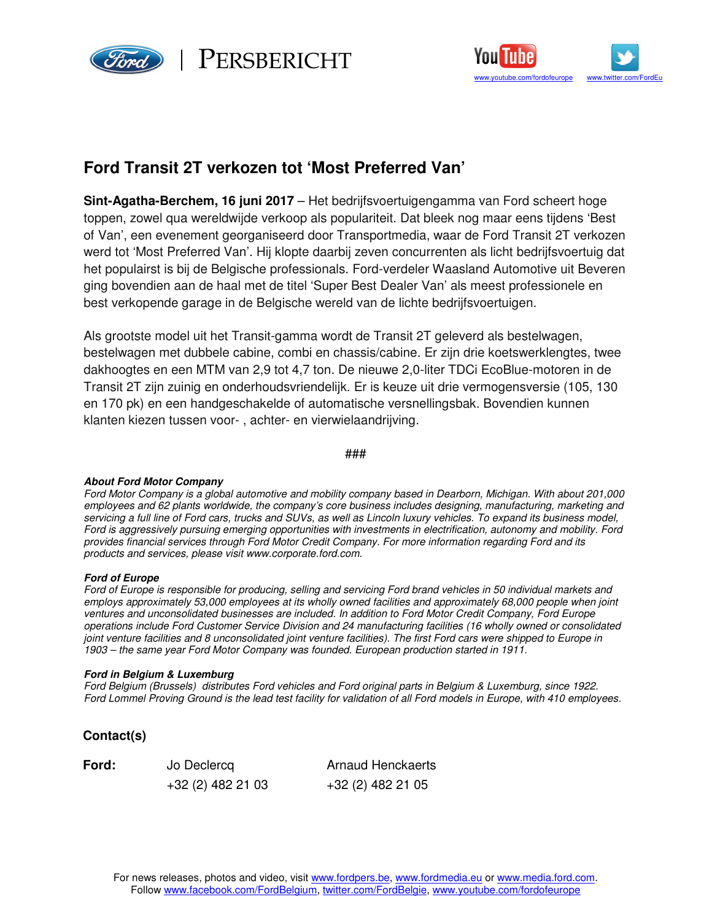PERSBERICHT

www.youtube.com/fordofeurope www.twitter.com/FordEu

# Ford Transit 2T verkozen tot 'Most Preferred Van'

**Sint-Agatha-Berchem, 16 juni 2017** – Het bedrijfsvoertuigengamma van Ford scheert hoge toppen, zowel qua wereldwijde verkoop als populariteit. Dat bleek nog maar eens tijdens 'Best of Van', een evenement georganiseerd door Transportmedia, waar de Ford Transit 2T verkozen werd tot 'Most Preferred Van'. Hij klopte daarbij zeven concurrenten als licht bedrijfsvoertuig dat het populairst is bij de Belgische professionals. Ford-verdeler Waasland Automotive uit Beveren ging bovendien aan de haal met de titel 'Super Best Dealer Van' als meest professionele en best verkopende garage in de Belgische wereld van de lichte bedrijfsvoertuigen.

Als grootste model uit het Transit-gamma wordt de Transit 2T geleverd als bestelwagen, bestelwagen met dubbele cabine, combi en chassis/cabine. Er zijn drie koetswerklengtes, twee dakhoogtes en een MTM van 2,9 tot 4,7 ton. De nieuwe 2,0-liter TDCi EcoBlue-motoren in de Transit 2T zijn zuinig en onderhoudsvriendelijk. Er is keuze uit drie vermogensversie (105, 130 en 170 pk) en een handgeschakelde of automatische versnellingsbak. Bovendien kunnen klanten kiezen tussen voor- , achter- en vierwielaandrijving.

###

***About Ford Motor Company***
*Ford Motor Company is a global automotive and mobility company based in Dearborn, Michigan. With about 201,000 employees and 62 plants worldwide, the company's core business includes designing, manufacturing, marketing and servicing a full line of Ford cars, trucks and SUVs, as well as Lincoln luxury vehicles. To expand its business model, Ford is aggressively pursuing emerging opportunities with investments in electrification, autonomy and mobility. Ford provides financial services through Ford Motor Credit Company. For more information regarding Ford and its products and services, please visit www.corporate.ford.com.*

***Ford of Europe***
*Ford of Europe is responsible for producing, selling and servicing Ford brand vehicles in 50 individual markets and employs approximately 53,000 employees at its wholly owned facilities and approximately 68,000 people when joint ventures and unconsolidated businesses are included. In addition to Ford Motor Credit Company, Ford Europe operations include Ford Customer Service Division and 24 manufacturing facilities (16 wholly owned or consolidated joint venture facilities and 8 unconsolidated joint venture facilities). The first Ford cars were shipped to Europe in 1903 – the same year Ford Motor Company was founded. European production started in 1911.*

***Ford in Belgium & Luxemburg***
*Ford Belgium (Brussels) distributes Ford vehicles and Ford original parts in Belgium & Luxemburg, since 1922. Ford Lommel Proving Ground is the lead test facility for validation of all Ford models in Europe, with 410 employees.*

**Contact(s)**

| **Ford:** | Jo Declercq | Arnaud Henckaerts |
|---|---|---|
| | +32 (2) 482 21 03 | +32 (2) 482 21 05 |

For news releases, photos and video, visit www.fordpers.be, www.fordmedia.eu or www.media.ford.com.
Follow www.facebook.com/FordBelgium, twitter.com/FordBelgie, www.youtube.com/fordofeurope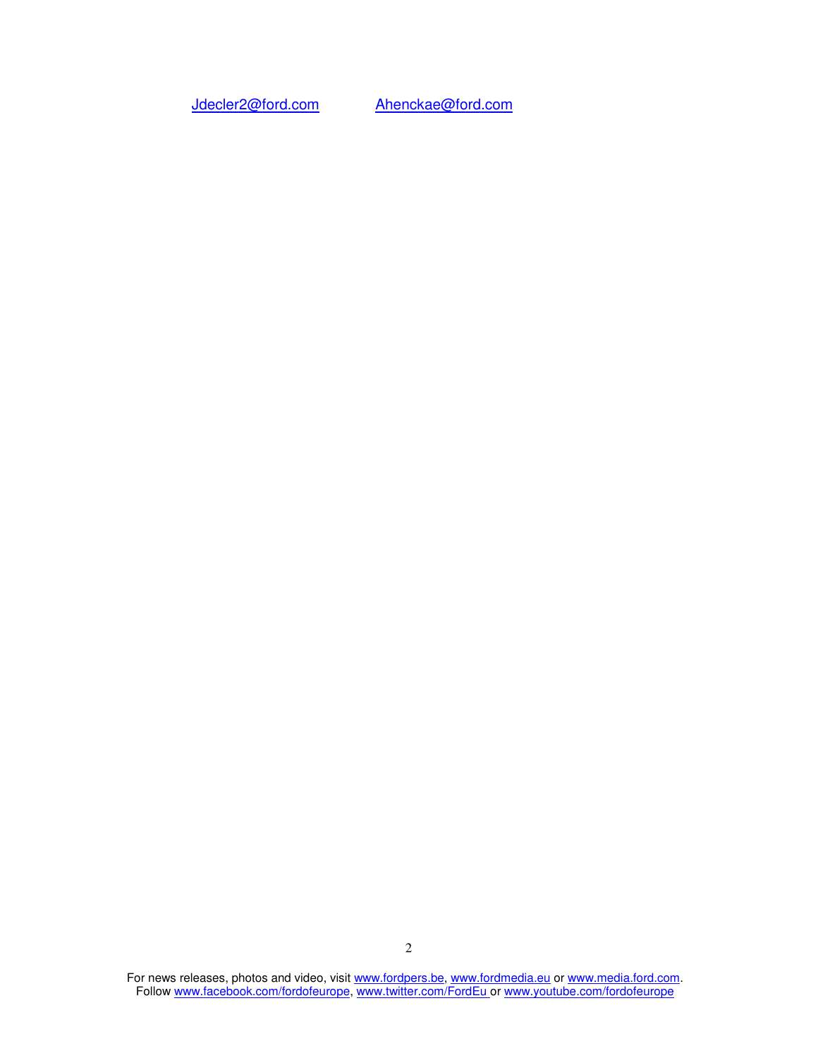Jdecler2@ford.com Ahenckae@ford.com

For news releases, photos and video, visit www.fordpers.be, www.fordmedia.eu or www.media.ford.com.
Follow www.facebook.com/fordofeurope, www.twitter.com/FordEu or www.youtube.com/fordofeurope